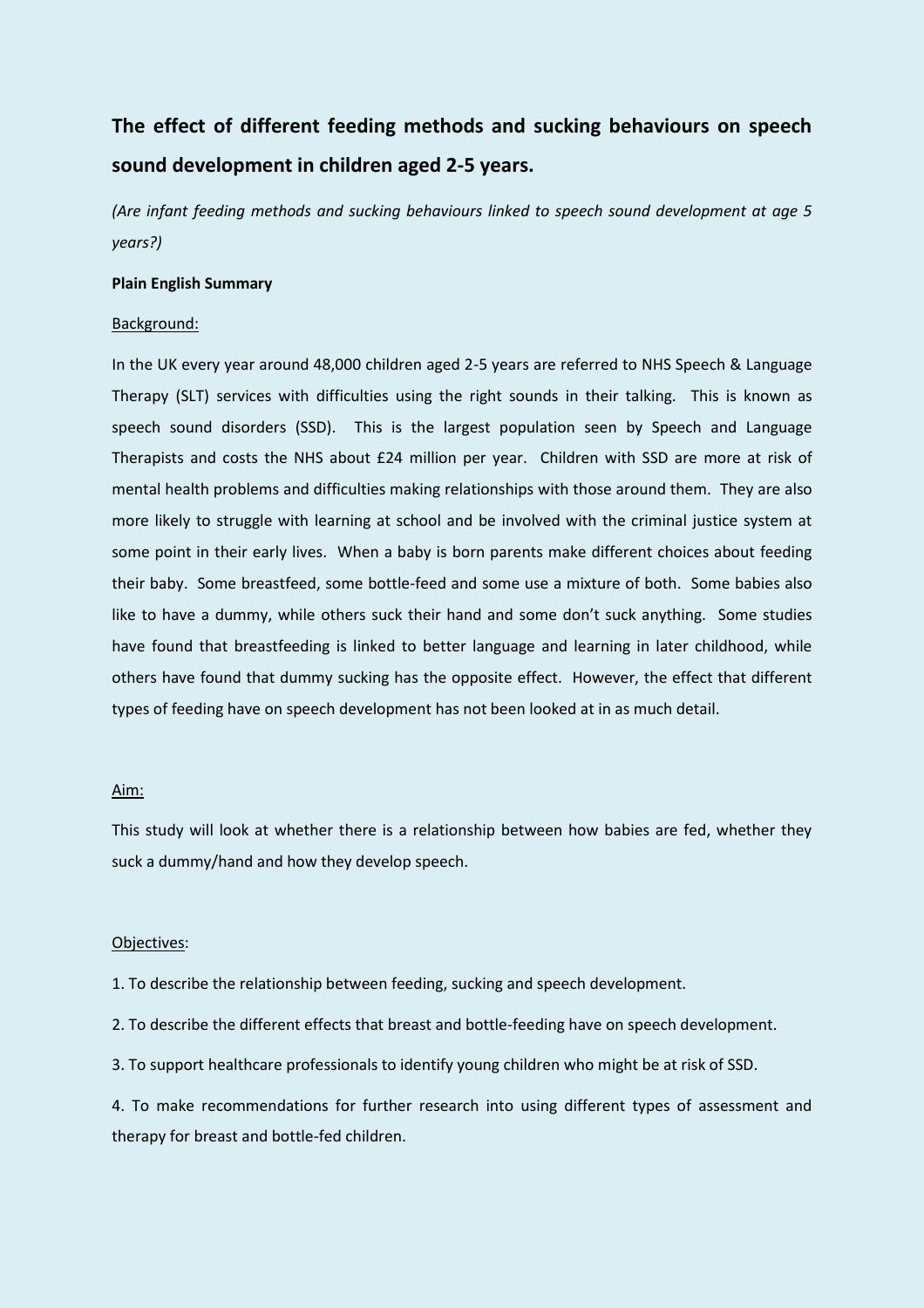# The effect of different feeding methods and sucking behaviours on speech sound development in children aged 2-5 years.

*(Are infant feeding methods and sucking behaviours linked to speech sound development at age 5 years?)*

**Plain English Summary**

Background:

In the UK every year around 48,000 children aged 2-5 years are referred to NHS Speech & Language Therapy (SLT) services with difficulties using the right sounds in their talking. This is known as speech sound disorders (SSD). This is the largest population seen by Speech and Language Therapists and costs the NHS about £24 million per year. Children with SSD are more at risk of mental health problems and difficulties making relationships with those around them. They are also more likely to struggle with learning at school and be involved with the criminal justice system at some point in their early lives. When a baby is born parents make different choices about feeding their baby. Some breastfeed, some bottle-feed and some use a mixture of both. Some babies also like to have a dummy, while others suck their hand and some don't suck anything. Some studies have found that breastfeeding is linked to better language and learning in later childhood, while others have found that dummy sucking has the opposite effect. However, the effect that different types of feeding have on speech development has not been looked at in as much detail.

Aim:

This study will look at whether there is a relationship between how babies are fed, whether they suck a dummy/hand and how they develop speech.

Objectives:

1. To describe the relationship between feeding, sucking and speech development.

2. To describe the different effects that breast and bottle-feeding have on speech development.

3. To support healthcare professionals to identify young children who might be at risk of SSD.

4. To make recommendations for further research into using different types of assessment and therapy for breast and bottle-fed children.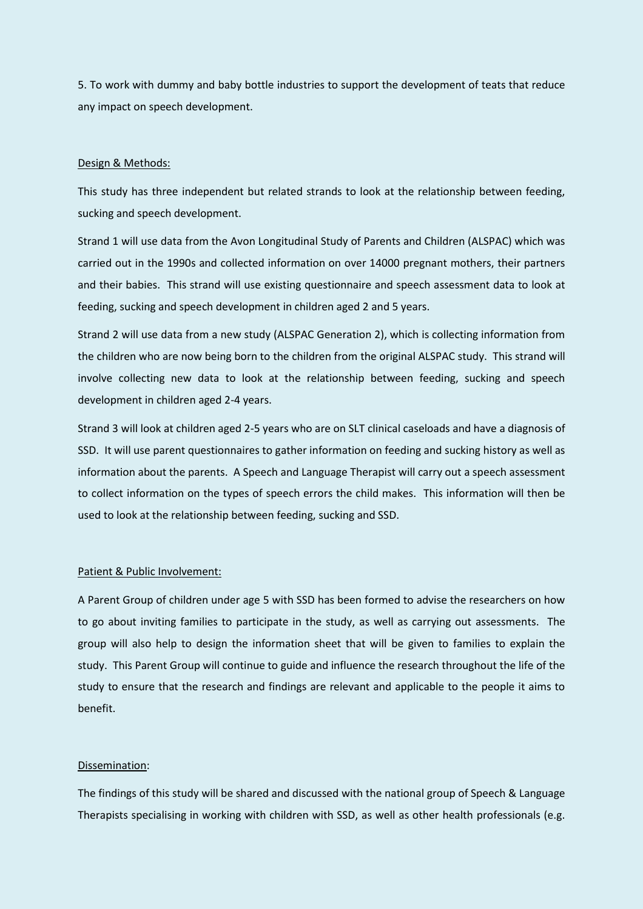5. To work with dummy and baby bottle industries to support the development of teats that reduce any impact on speech development.

## Design & Methods:

This study has three independent but related strands to look at the relationship between feeding, sucking and speech development.

Strand 1 will use data from the Avon Longitudinal Study of Parents and Children (ALSPAC) which was carried out in the 1990s and collected information on over 14000 pregnant mothers, their partners and their babies. This strand will use existing questionnaire and speech assessment data to look at feeding, sucking and speech development in children aged 2 and 5 years.

Strand 2 will use data from a new study (ALSPAC Generation 2), which is collecting information from the children who are now being born to the children from the original ALSPAC study. This strand will involve collecting new data to look at the relationship between feeding, sucking and speech development in children aged 2-4 years.

Strand 3 will look at children aged 2-5 years who are on SLT clinical caseloads and have a diagnosis of SSD. It will use parent questionnaires to gather information on feeding and sucking history as well as information about the parents. A Speech and Language Therapist will carry out a speech assessment to collect information on the types of speech errors the child makes. This information will then be used to look at the relationship between feeding, sucking and SSD.

## Patient & Public Involvement:

A Parent Group of children under age 5 with SSD has been formed to advise the researchers on how to go about inviting families to participate in the study, as well as carrying out assessments. The group will also help to design the information sheet that will be given to families to explain the study. This Parent Group will continue to guide and influence the research throughout the life of the study to ensure that the research and findings are relevant and applicable to the people it aims to benefit.

## Dissemination:

The findings of this study will be shared and discussed with the national group of Speech & Language Therapists specialising in working with children with SSD, as well as other health professionals (e.g.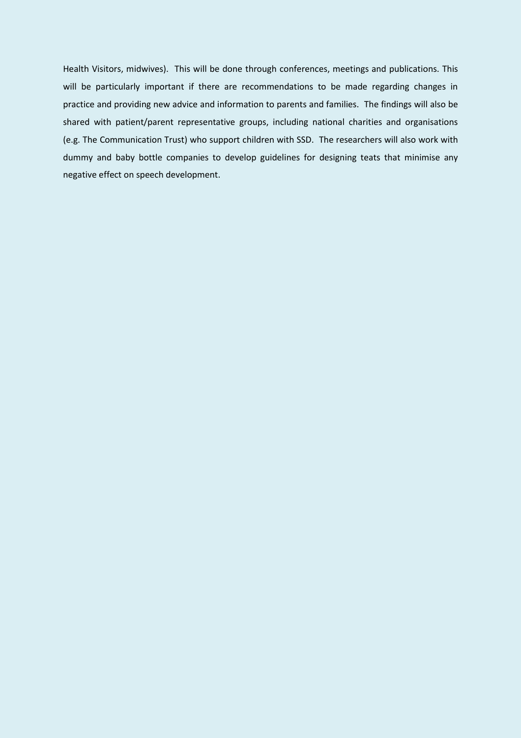Health Visitors, midwives). This will be done through conferences, meetings and publications. This will be particularly important if there are recommendations to be made regarding changes in practice and providing new advice and information to parents and families. The findings will also be shared with patient/parent representative groups, including national charities and organisations (e.g. The Communication Trust) who support children with SSD. The researchers will also work with dummy and baby bottle companies to develop guidelines for designing teats that minimise any negative effect on speech development.